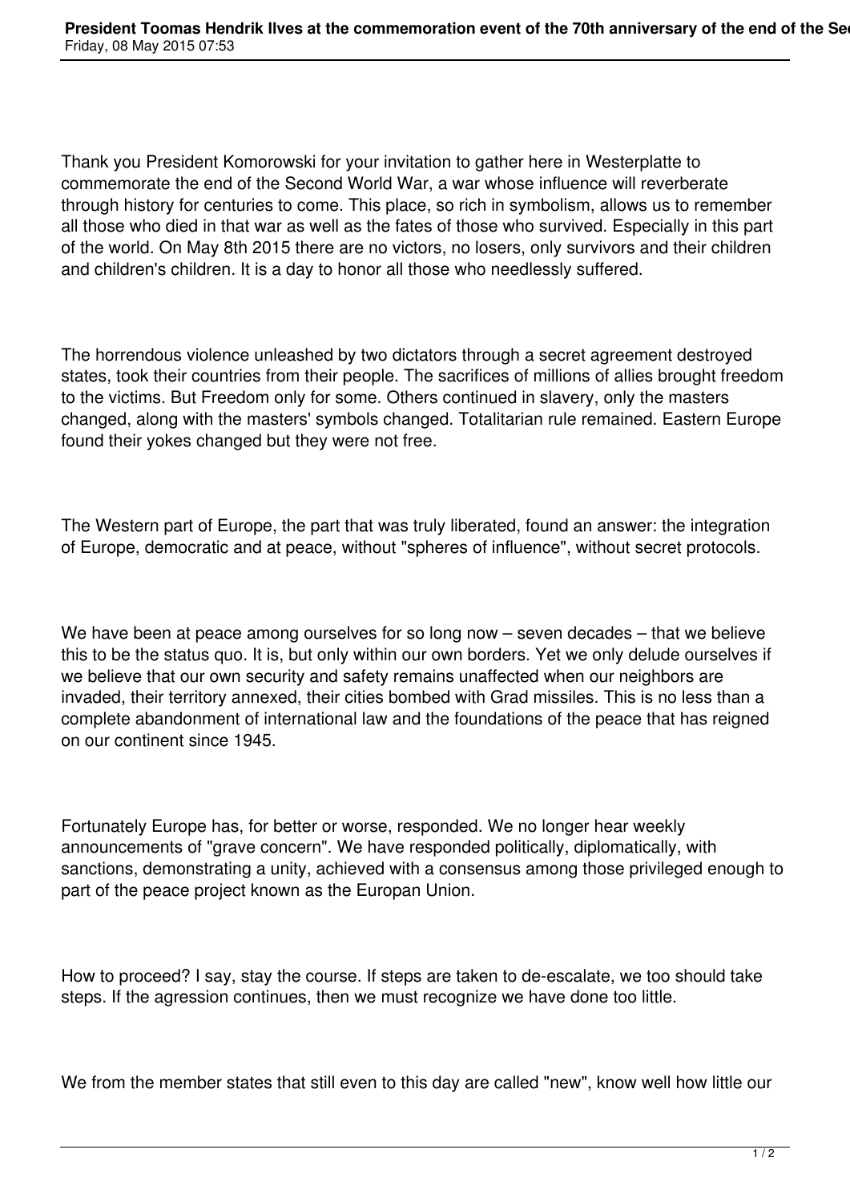Thank you President Komorowski for your invitation to gather here in Westerplatte to commemorate the end of the Second World War, a war whose influence will reverberate through history for centuries to come. This place, so rich in symbolism, allows us to remember all those who died in that war as well as the fates of those who survived. Especially in this part of the world. On May 8th 2015 there are no victors, no losers, only survivors and their children and children's children. It is a day to honor all those who needlessly suffered.

The horrendous violence unleashed by two dictators through a secret agreement destroyed states, took their countries from their people. The sacrifices of millions of allies brought freedom to the victims. But Freedom only for some. Others continued in slavery, only the masters changed, along with the masters' symbols changed. Totalitarian rule remained. Eastern Europe found their yokes changed but they were not free.

The Western part of Europe, the part that was truly liberated, found an answer: the integration of Europe, democratic and at peace, without "spheres of influence", without secret protocols.

We have been at peace among ourselves for so long now – seven decades – that we believe this to be the status quo. It is, but only within our own borders. Yet we only delude ourselves if we believe that our own security and safety remains unaffected when our neighbors are invaded, their territory annexed, their cities bombed with Grad missiles. This is no less than a complete abandonment of international law and the foundations of the peace that has reigned on our continent since 1945.

Fortunately Europe has, for better or worse, responded. We no longer hear weekly announcements of "grave concern". We have responded politically, diplomatically, with sanctions, demonstrating a unity, achieved with a consensus among those privileged enough to part of the peace project known as the Europan Union.

How to proceed? I say, stay the course. If steps are taken to de-escalate, we too should take steps. If the agression continues, then we must recognize we have done too little.

We from the member states that still even to this day are called "new", know well how little our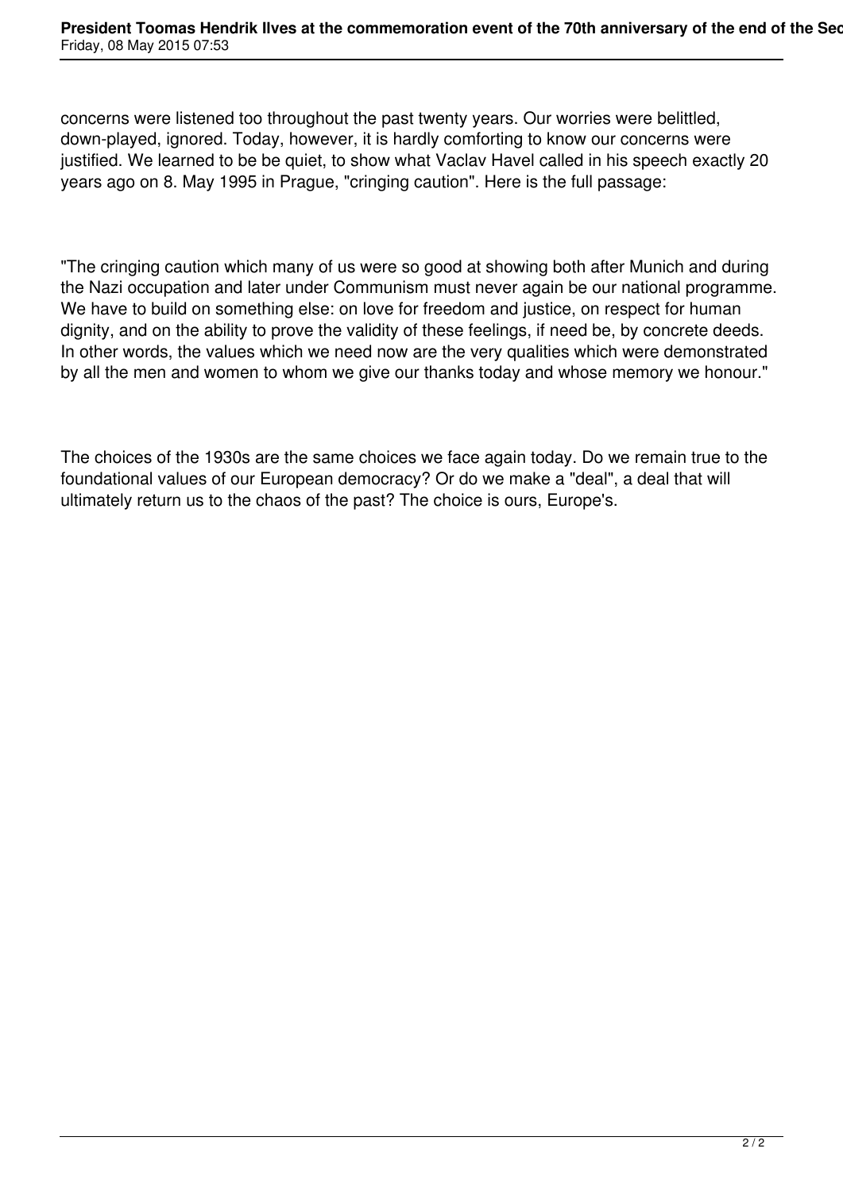concerns were listened too throughout the past twenty years. Our worries were belittled, down-played, ignored. Today, however, it is hardly comforting to know our concerns were justified. We learned to be be quiet, to show what Vaclav Havel called in his speech exactly 20 years ago on 8. May 1995 in Prague, "cringing caution". Here is the full passage:

"The cringing caution which many of us were so good at showing both after Munich and during the Nazi occupation and later under Communism must never again be our national programme. We have to build on something else: on love for freedom and justice, on respect for human dignity, and on the ability to prove the validity of these feelings, if need be, by concrete deeds. In other words, the values which we need now are the very qualities which were demonstrated by all the men and women to whom we give our thanks today and whose memory we honour."

The choices of the 1930s are the same choices we face again today. Do we remain true to the foundational values of our European democracy? Or do we make a "deal", a deal that will ultimately return us to the chaos of the past? The choice is ours, Europe's.